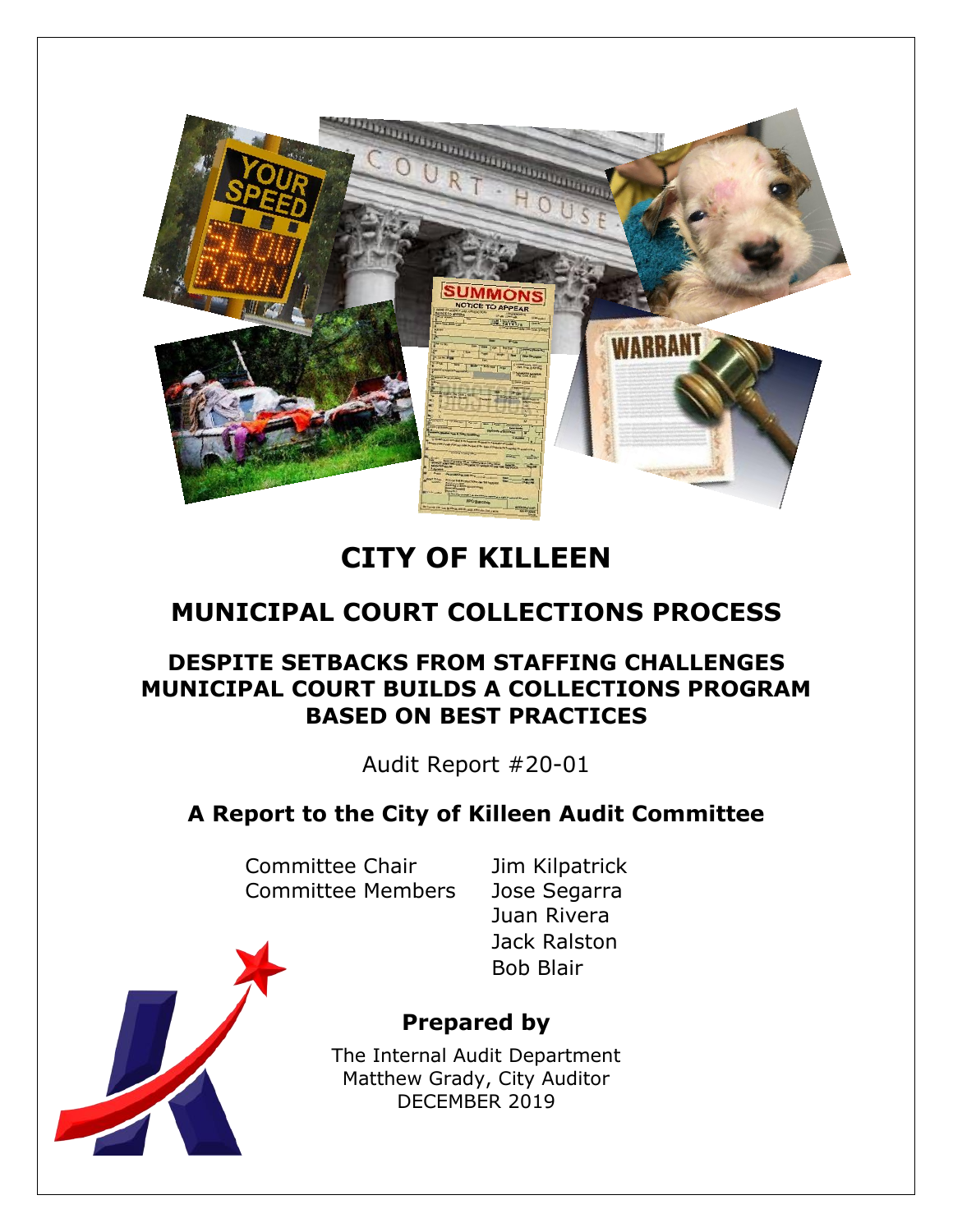# CITY OF KILLEEN

## MUNICIPAL COURT COLLECTIONS PROCESS

### DESPITE SETBACKS FROM STAFFING CHALLENGES MUNICIPAL COURT BUILDS A COLLECTIONS PROGRAM BASED ON BEST PRACTICES

Audit Report #20-01

### A Report to the City of Killeen Audit Committee

| | |
|---|---|
| Committee Chair | Jim Kilpatrick |
| Committee Members | Jose Segarra |
| | Juan Rivera |
| | Jack Ralston |
| | Bob Blair |

### Prepared by

The Internal Audit Department
Matthew Grady, City Auditor
DECEMBER 2019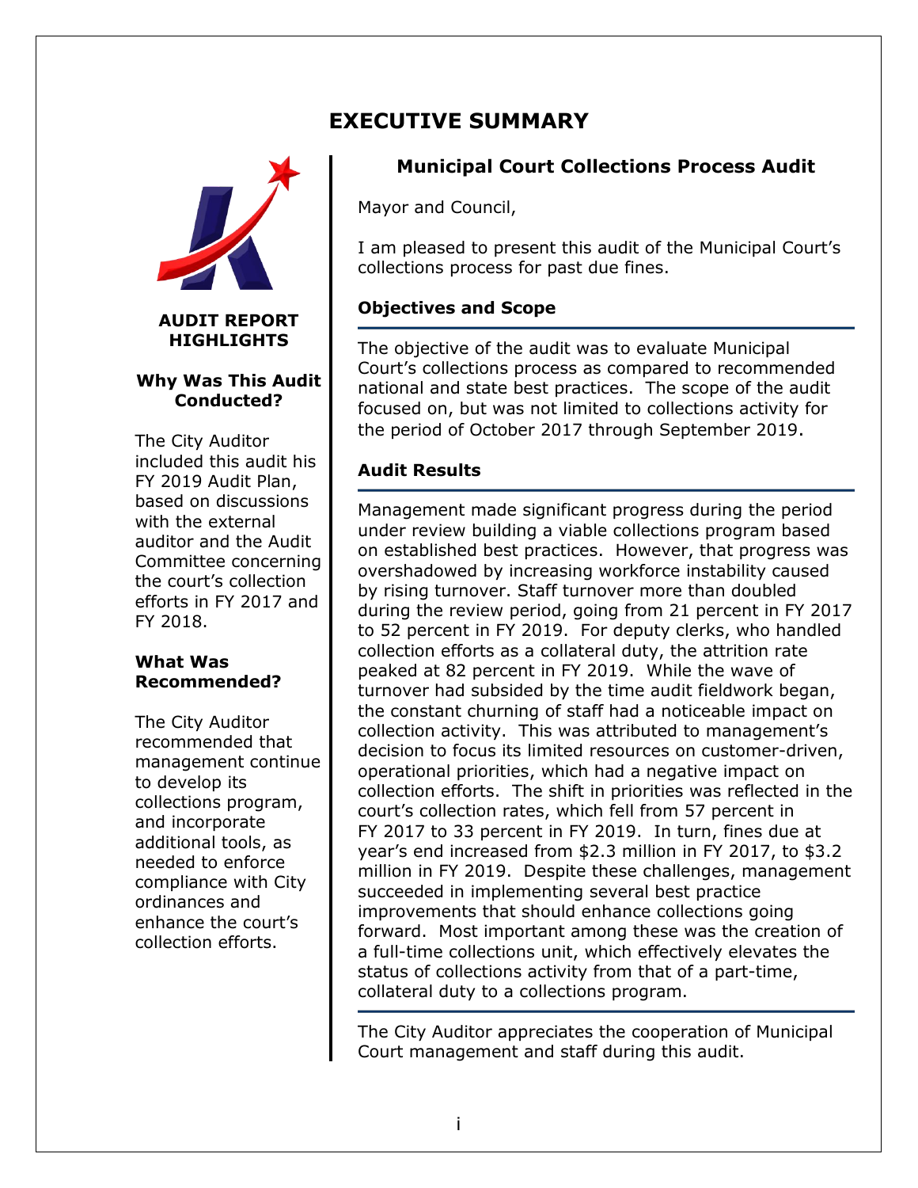# EXECUTIVE SUMMARY

**AUDIT REPORT HIGHLIGHTS**

**Why Was This Audit Conducted?**

The City Auditor included this audit his FY 2019 Audit Plan, based on discussions with the external auditor and the Audit Committee concerning the court's collection efforts in FY 2017 and FY 2018.

**What Was Recommended?**

The City Auditor recommended that management continue to develop its collections program, and incorporate additional tools, as needed to enforce compliance with City ordinances and enhance the court's collection efforts.

## Municipal Court Collections Process Audit

Mayor and Council,

I am pleased to present this audit of the Municipal Court's collections process for past due fines.

### Objectives and Scope

The objective of the audit was to evaluate Municipal Court's collections process as compared to recommended national and state best practices. The scope of the audit focused on, but was not limited to collections activity for the period of October 2017 through September 2019.

### Audit Results

Management made significant progress during the period under review building a viable collections program based on established best practices. However, that progress was overshadowed by increasing workforce instability caused by rising turnover. Staff turnover more than doubled during the review period, going from 21 percent in FY 2017 to 52 percent in FY 2019. For deputy clerks, who handled collection efforts as a collateral duty, the attrition rate peaked at 82 percent in FY 2019. While the wave of turnover had subsided by the time audit fieldwork began, the constant churning of staff had a noticeable impact on collection activity. This was attributed to management's decision to focus its limited resources on customer-driven, operational priorities, which had a negative impact on collection efforts. The shift in priorities was reflected in the court's collection rates, which fell from 57 percent in FY 2017 to 33 percent in FY 2019. In turn, fines due at year's end increased from $2.3 million in FY 2017, to $3.2 million in FY 2019. Despite these challenges, management succeeded in implementing several best practice improvements that should enhance collections going forward. Most important among these was the creation of a full-time collections unit, which effectively elevates the status of collections activity from that of a part-time, collateral duty to a collections program.

The City Auditor appreciates the cooperation of Municipal Court management and staff during this audit.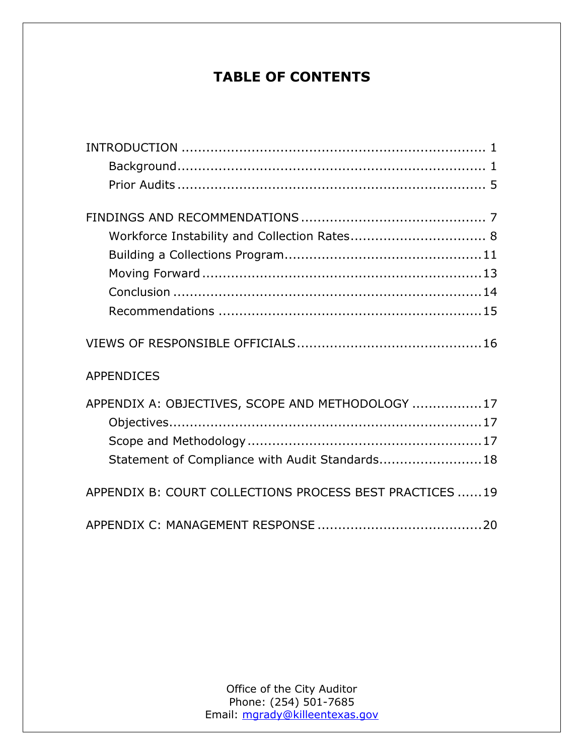# TABLE OF CONTENTS

INTRODUCTION ........................................................................ 1
- Background ........................................................................ 1
- Prior Audits ........................................................................ 5

FINDINGS AND RECOMMENDATIONS ............................................ 7
- Workforce Instability and Collection Rates ................................ 8
- Building a Collections Program ............................................... 11
- Moving Forward ...................................................................... 13
- Conclusion ........................................................................... 14
- Recommendations ................................................................. 15

VIEWS OF RESPONSIBLE OFFICIALS ............................................ 16

APPENDICES

APPENDIX A: OBJECTIVES, SCOPE AND METHODOLOGY ................. 17
- Objectives ........................................................................... 17
- Scope and Methodology ......................................................... 17
- Statement of Compliance with Audit Standards ........................ 18

APPENDIX B: COURT COLLECTIONS PROCESS BEST PRACTICES ...... 19

APPENDIX C: MANAGEMENT RESPONSE ....................................... 20

Office of the City Auditor
Phone: (254) 501-7685
Email: mgrady@killeentexas.gov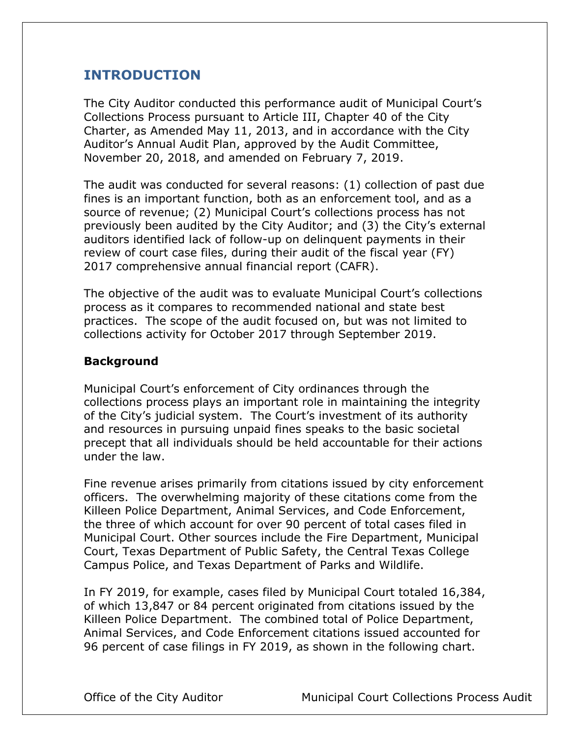## INTRODUCTION

The City Auditor conducted this performance audit of Municipal Court's Collections Process pursuant to Article III, Chapter 40 of the City Charter, as Amended May 11, 2013, and in accordance with the City Auditor's Annual Audit Plan, approved by the Audit Committee, November 20, 2018, and amended on February 7, 2019.

The audit was conducted for several reasons: (1) collection of past due fines is an important function, both as an enforcement tool, and as a source of revenue; (2) Municipal Court's collections process has not previously been audited by the City Auditor; and (3) the City's external auditors identified lack of follow-up on delinquent payments in their review of court case files, during their audit of the fiscal year (FY) 2017 comprehensive annual financial report (CAFR).

The objective of the audit was to evaluate Municipal Court's collections process as it compares to recommended national and state best practices. The scope of the audit focused on, but was not limited to collections activity for October 2017 through September 2019.

### Background

Municipal Court's enforcement of City ordinances through the collections process plays an important role in maintaining the integrity of the City's judicial system. The Court's investment of its authority and resources in pursuing unpaid fines speaks to the basic societal precept that all individuals should be held accountable for their actions under the law.

Fine revenue arises primarily from citations issued by city enforcement officers. The overwhelming majority of these citations come from the Killeen Police Department, Animal Services, and Code Enforcement, the three of which account for over 90 percent of total cases filed in Municipal Court. Other sources include the Fire Department, Municipal Court, Texas Department of Public Safety, the Central Texas College Campus Police, and Texas Department of Parks and Wildlife.

In FY 2019, for example, cases filed by Municipal Court totaled 16,384, of which 13,847 or 84 percent originated from citations issued by the Killeen Police Department. The combined total of Police Department, Animal Services, and Code Enforcement citations issued accounted for 96 percent of case filings in FY 2019, as shown in the following chart.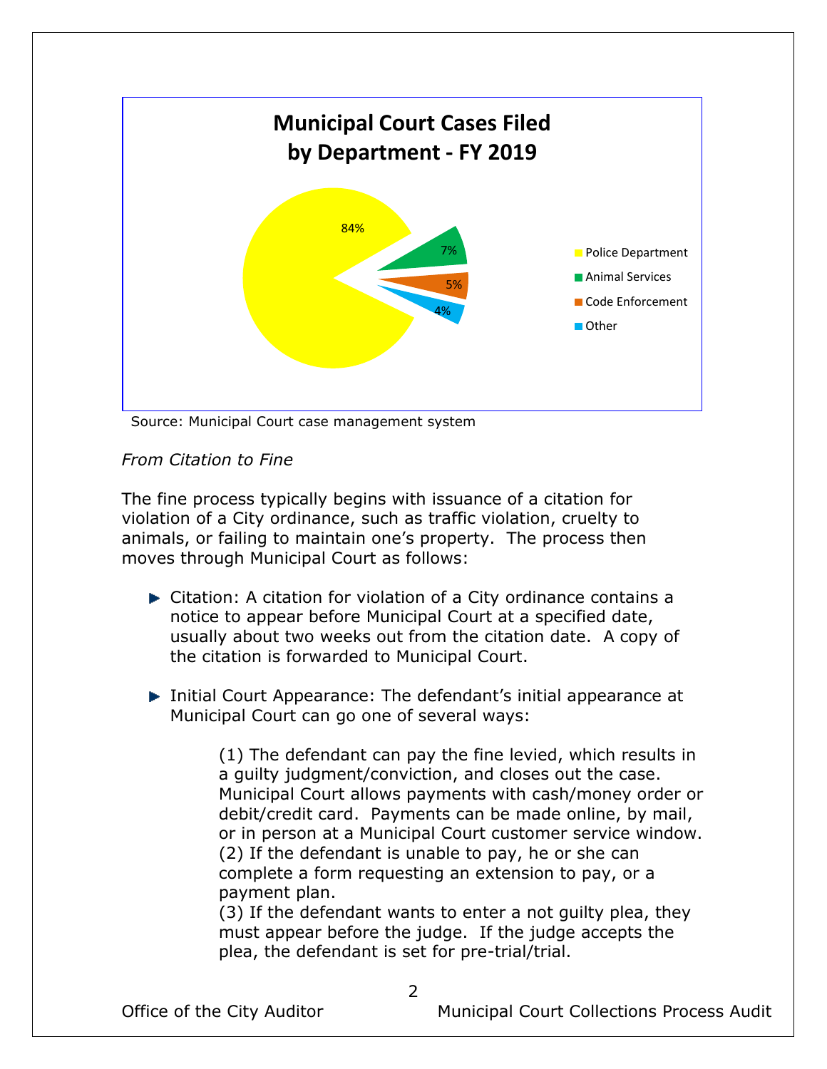**Municipal Court Cases Filed by Department - FY 2019**

| Department | Percentage |
| --- | --- |
| Police Department | 84% |
| Animal Services | 7% |
| Code Enforcement | 5% |
| Other | 4% |

Source: Municipal Court case management system

*From Citation to Fine*

The fine process typically begins with issuance of a citation for violation of a City ordinance, such as traffic violation, cruelty to animals, or failing to maintain one's property. The process then moves through Municipal Court as follows:

- Citation: A citation for violation of a City ordinance contains a notice to appear before Municipal Court at a specified date, usually about two weeks out from the citation date. A copy of the citation is forwarded to Municipal Court.

- Initial Court Appearance: The defendant's initial appearance at Municipal Court can go one of several ways:

  (1) The defendant can pay the fine levied, which results in a guilty judgment/conviction, and closes out the case. Municipal Court allows payments with cash/money order or debit/credit card. Payments can be made online, by mail, or in person at a Municipal Court customer service window.
  (2) If the defendant is unable to pay, he or she can complete a form requesting an extension to pay, or a payment plan.
  (3) If the defendant wants to enter a not guilty plea, they must appear before the judge. If the judge accepts the plea, the defendant is set for pre-trial/trial.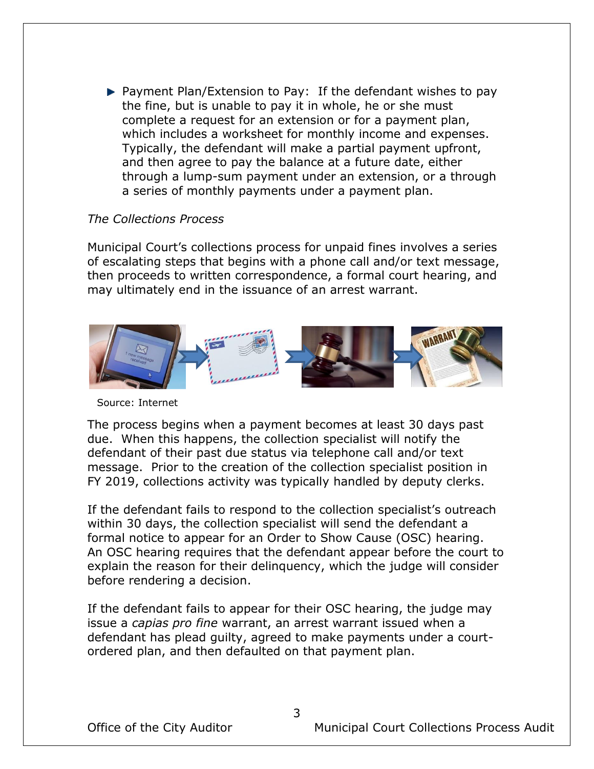- Payment Plan/Extension to Pay: If the defendant wishes to pay the fine, but is unable to pay it in whole, he or she must complete a request for an extension or for a payment plan, which includes a worksheet for monthly income and expenses. Typically, the defendant will make a partial payment upfront, and then agree to pay the balance at a future date, either through a lump-sum payment under an extension, or a through a series of monthly payments under a payment plan.

*The Collections Process*

Municipal Court's collections process for unpaid fines involves a series of escalating steps that begins with a phone call and/or text message, then proceeds to written correspondence, a formal court hearing, and may ultimately end in the issuance of an arrest warrant.

Source: Internet

The process begins when a payment becomes at least 30 days past due. When this happens, the collection specialist will notify the defendant of their past due status via telephone call and/or text message. Prior to the creation of the collection specialist position in FY 2019, collections activity was typically handled by deputy clerks.

If the defendant fails to respond to the collection specialist's outreach within 30 days, the collection specialist will send the defendant a formal notice to appear for an Order to Show Cause (OSC) hearing. An OSC hearing requires that the defendant appear before the court to explain the reason for their delinquency, which the judge will consider before rendering a decision.

If the defendant fails to appear for their OSC hearing, the judge may issue a *capias pro fine* warrant, an arrest warrant issued when a defendant has plead guilty, agreed to make payments under a court-ordered plan, and then defaulted on that payment plan.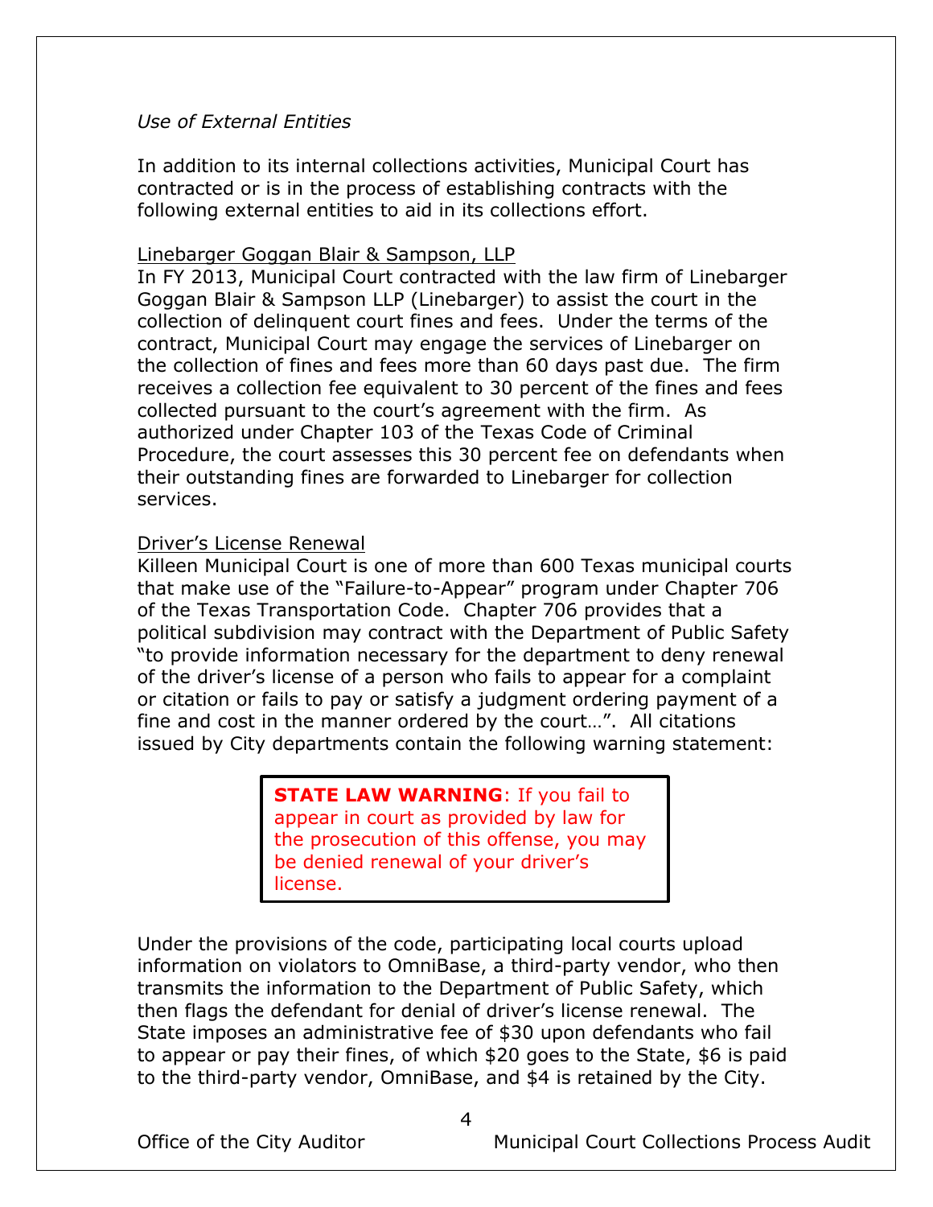*Use of External Entities*

In addition to its internal collections activities, Municipal Court has contracted or is in the process of establishing contracts with the following external entities to aid in its collections effort.

<u>Linebarger Goggan Blair & Sampson, LLP</u>

In FY 2013, Municipal Court contracted with the law firm of Linebarger Goggan Blair & Sampson LLP (Linebarger) to assist the court in the collection of delinquent court fines and fees. Under the terms of the contract, Municipal Court may engage the services of Linebarger on the collection of fines and fees more than 60 days past due. The firm receives a collection fee equivalent to 30 percent of the fines and fees collected pursuant to the court's agreement with the firm. As authorized under Chapter 103 of the Texas Code of Criminal Procedure, the court assesses this 30 percent fee on defendants when their outstanding fines are forwarded to Linebarger for collection services.

<u>Driver's License Renewal</u>

Killeen Municipal Court is one of more than 600 Texas municipal courts that make use of the "Failure-to-Appear" program under Chapter 706 of the Texas Transportation Code. Chapter 706 provides that a political subdivision may contract with the Department of Public Safety "to provide information necessary for the department to deny renewal of the driver's license of a person who fails to appear for a complaint or citation or fails to pay or satisfy a judgment ordering payment of a fine and cost in the manner ordered by the court…". All citations issued by City departments contain the following warning statement:

> **STATE LAW WARNING**: If you fail to appear in court as provided by law for the prosecution of this offense, you may be denied renewal of your driver's license.

Under the provisions of the code, participating local courts upload information on violators to OmniBase, a third-party vendor, who then transmits the information to the Department of Public Safety, which then flags the defendant for denial of driver's license renewal. The State imposes an administrative fee of $30 upon defendants who fail to appear or pay their fines, of which $20 goes to the State, $6 is paid to the third-party vendor, OmniBase, and $4 is retained by the City.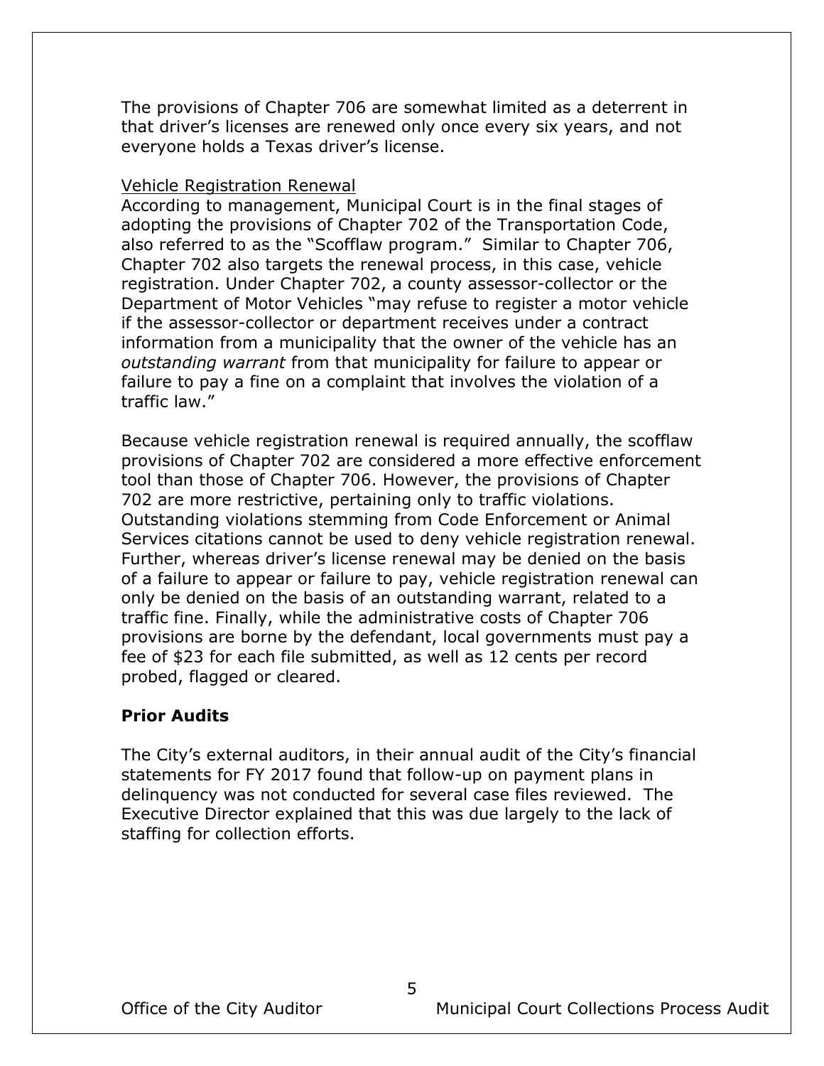The provisions of Chapter 706 are somewhat limited as a deterrent in that driver's licenses are renewed only once every six years, and not everyone holds a Texas driver's license.

Vehicle Registration Renewal

According to management, Municipal Court is in the final stages of adopting the provisions of Chapter 702 of the Transportation Code, also referred to as the "Scofflaw program." Similar to Chapter 706, Chapter 702 also targets the renewal process, in this case, vehicle registration. Under Chapter 702, a county assessor-collector or the Department of Motor Vehicles "may refuse to register a motor vehicle if the assessor-collector or department receives under a contract information from a municipality that the owner of the vehicle has an *outstanding warrant* from that municipality for failure to appear or failure to pay a fine on a complaint that involves the violation of a traffic law."

Because vehicle registration renewal is required annually, the scofflaw provisions of Chapter 702 are considered a more effective enforcement tool than those of Chapter 706. However, the provisions of Chapter 702 are more restrictive, pertaining only to traffic violations. Outstanding violations stemming from Code Enforcement or Animal Services citations cannot be used to deny vehicle registration renewal. Further, whereas driver's license renewal may be denied on the basis of a failure to appear or failure to pay, vehicle registration renewal can only be denied on the basis of an outstanding warrant, related to a traffic fine. Finally, while the administrative costs of Chapter 706 provisions are borne by the defendant, local governments must pay a fee of $23 for each file submitted, as well as 12 cents per record probed, flagged or cleared.

**Prior Audits**

The City's external auditors, in their annual audit of the City's financial statements for FY 2017 found that follow-up on payment plans in delinquency was not conducted for several case files reviewed. The Executive Director explained that this was due largely to the lack of staffing for collection efforts.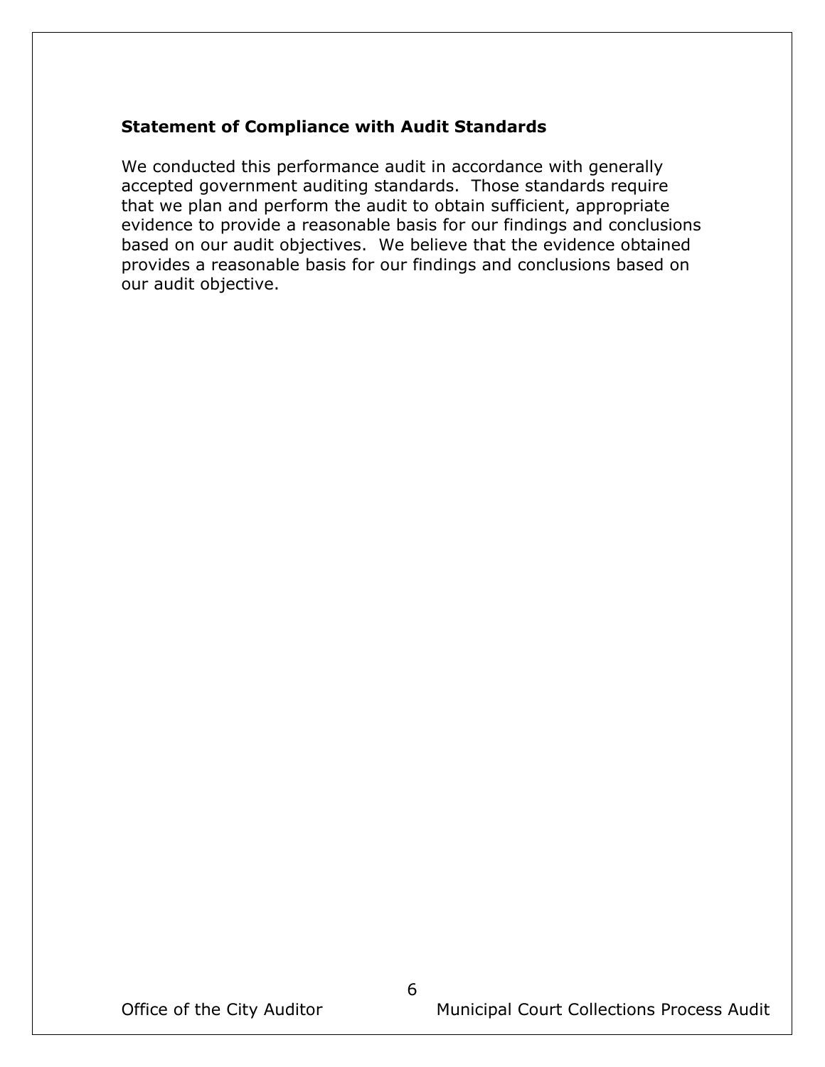### Statement of Compliance with Audit Standards

We conducted this performance audit in accordance with generally accepted government auditing standards. Those standards require that we plan and perform the audit to obtain sufficient, appropriate evidence to provide a reasonable basis for our findings and conclusions based on our audit objectives. We believe that the evidence obtained provides a reasonable basis for our findings and conclusions based on our audit objective.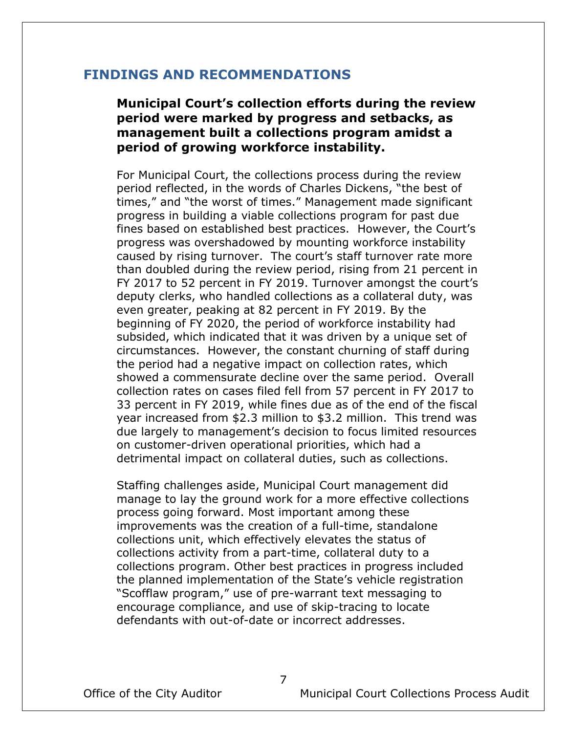## FINDINGS AND RECOMMENDATIONS

### Municipal Court's collection efforts during the review period were marked by progress and setbacks, as management built a collections program amidst a period of growing workforce instability.

For Municipal Court, the collections process during the review period reflected, in the words of Charles Dickens, "the best of times," and "the worst of times." Management made significant progress in building a viable collections program for past due fines based on established best practices. However, the Court's progress was overshadowed by mounting workforce instability caused by rising turnover. The court's staff turnover rate more than doubled during the review period, rising from 21 percent in FY 2017 to 52 percent in FY 2019. Turnover amongst the court's deputy clerks, who handled collections as a collateral duty, was even greater, peaking at 82 percent in FY 2019. By the beginning of FY 2020, the period of workforce instability had subsided, which indicated that it was driven by a unique set of circumstances. However, the constant churning of staff during the period had a negative impact on collection rates, which showed a commensurate decline over the same period. Overall collection rates on cases filed fell from 57 percent in FY 2017 to 33 percent in FY 2019, while fines due as of the end of the fiscal year increased from $2.3 million to $3.2 million. This trend was due largely to management's decision to focus limited resources on customer-driven operational priorities, which had a detrimental impact on collateral duties, such as collections.

Staffing challenges aside, Municipal Court management did manage to lay the ground work for a more effective collections process going forward. Most important among these improvements was the creation of a full-time, standalone collections unit, which effectively elevates the status of collections activity from a part-time, collateral duty to a collections program. Other best practices in progress included the planned implementation of the State's vehicle registration "Scofflaw program," use of pre-warrant text messaging to encourage compliance, and use of skip-tracing to locate defendants with out-of-date or incorrect addresses.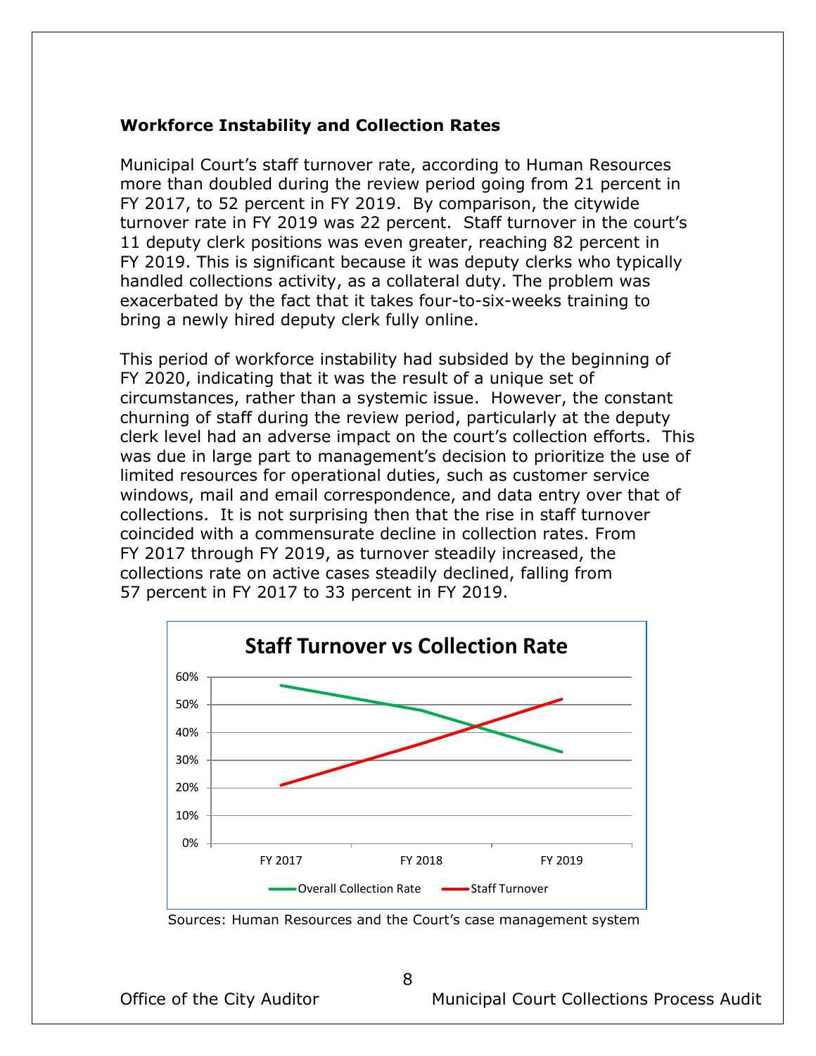### Workforce Instability and Collection Rates

Municipal Court's staff turnover rate, according to Human Resources more than doubled during the review period going from 21 percent in FY 2017, to 52 percent in FY 2019. By comparison, the citywide turnover rate in FY 2019 was 22 percent. Staff turnover in the court's 11 deputy clerk positions was even greater, reaching 82 percent in FY 2019. This is significant because it was deputy clerks who typically handled collections activity, as a collateral duty. The problem was exacerbated by the fact that it takes four-to-six-weeks training to bring a newly hired deputy clerk fully online.

This period of workforce instability had subsided by the beginning of FY 2020, indicating that it was the result of a unique set of circumstances, rather than a systemic issue. However, the constant churning of staff during the review period, particularly at the deputy clerk level had an adverse impact on the court's collection efforts. This was due in large part to management's decision to prioritize the use of limited resources for operational duties, such as customer service windows, mail and email correspondence, and data entry over that of collections. It is not surprising then that the rise in staff turnover coincided with a commensurate decline in collection rates. From FY 2017 through FY 2019, as turnover steadily increased, the collections rate on active cases steadily declined, falling from 57 percent in FY 2017 to 33 percent in FY 2019.

**Staff Turnover vs Collection Rate**

| | FY 2017 | FY 2018 | FY 2019 |
|---|---|---|---|
| Overall Collection Rate | 57% | 48% | 33% |
| Staff Turnover | 21% | 36% | 52% |

Sources: Human Resources and the Court's case management system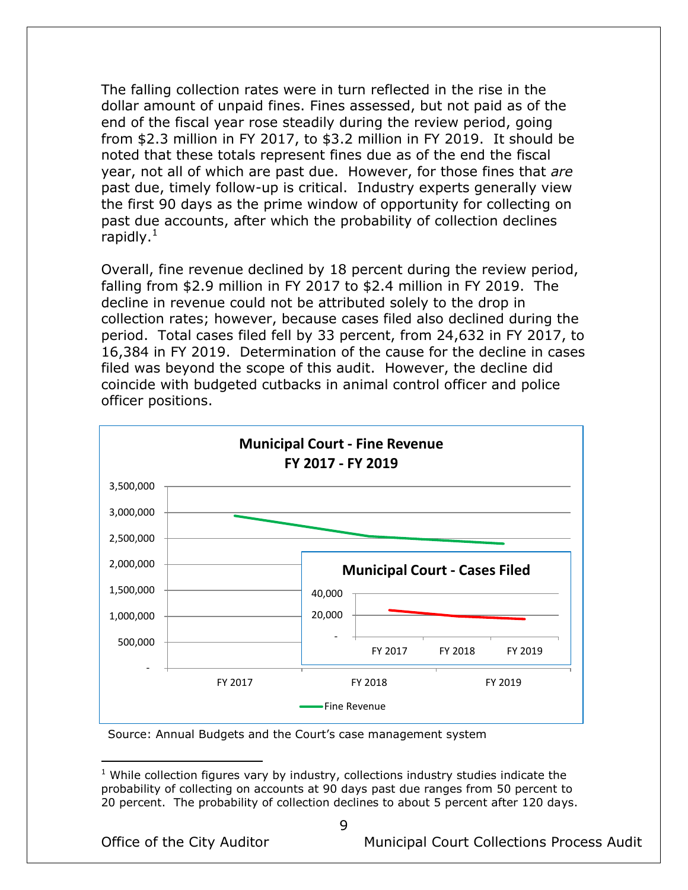The falling collection rates were in turn reflected in the rise in the dollar amount of unpaid fines. Fines assessed, but not paid as of the end of the fiscal year rose steadily during the review period, going from $2.3 million in FY 2017, to $3.2 million in FY 2019. It should be noted that these totals represent fines due as of the end the fiscal year, not all of which are past due. However, for those fines that *are* past due, timely follow-up is critical. Industry experts generally view the first 90 days as the prime window of opportunity for collecting on past due accounts, after which the probability of collection declines rapidly.[1]

Overall, fine revenue declined by 18 percent during the review period, falling from $2.9 million in FY 2017 to $2.4 million in FY 2019. The decline in revenue could not be attributed solely to the drop in collection rates; however, because cases filed also declined during the period. Total cases filed fell by 33 percent, from 24,632 in FY 2017, to 16,384 in FY 2019. Determination of the cause for the decline in cases filed was beyond the scope of this audit. However, the decline did coincide with budgeted cutbacks in animal control officer and police officer positions.

**Municipal Court - Fine Revenue**
**FY 2017 - FY 2019**

**Municipal Court - Cases Filed**

Source: Annual Budgets and the Court's case management system

[1] While collection figures vary by industry, collections industry studies indicate the probability of collecting on accounts at 90 days past due ranges from 50 percent to 20 percent. The probability of collection declines to about 5 percent after 120 days.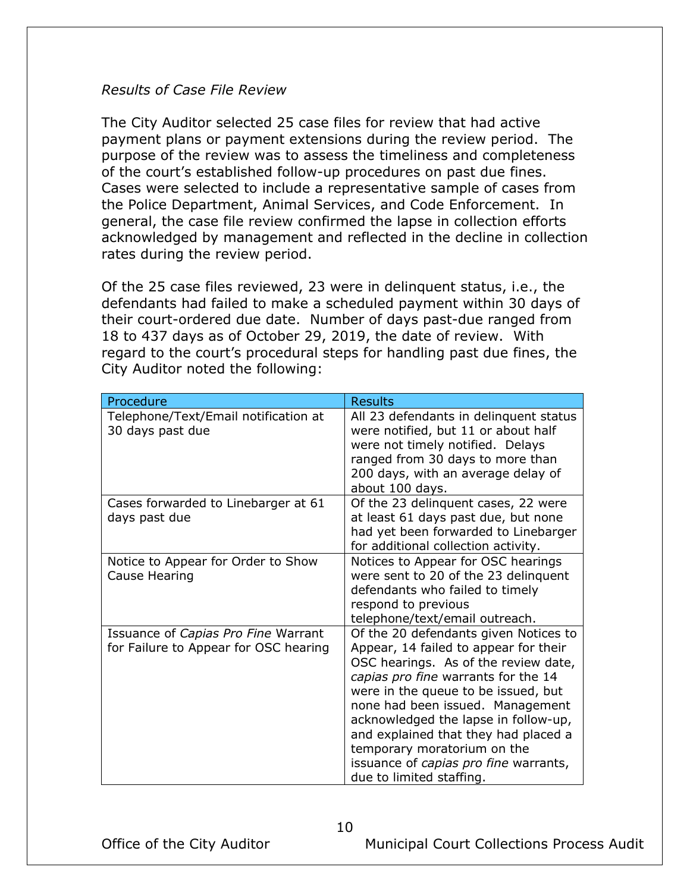*Results of Case File Review*

The City Auditor selected 25 case files for review that had active payment plans or payment extensions during the review period. The purpose of the review was to assess the timeliness and completeness of the court's established follow-up procedures on past due fines. Cases were selected to include a representative sample of cases from the Police Department, Animal Services, and Code Enforcement. In general, the case file review confirmed the lapse in collection efforts acknowledged by management and reflected in the decline in collection rates during the review period.

Of the 25 case files reviewed, 23 were in delinquent status, i.e., the defendants had failed to make a scheduled payment within 30 days of their court-ordered due date. Number of days past-due ranged from 18 to 437 days as of October 29, 2019, the date of review. With regard to the court's procedural steps for handling past due fines, the City Auditor noted the following:

| Procedure | Results |
|---|---|
| Telephone/Text/Email notification at 30 days past due | All 23 defendants in delinquent status were notified, but 11 or about half were not timely notified. Delays ranged from 30 days to more than 200 days, with an average delay of about 100 days. |
| Cases forwarded to Linebarger at 61 days past due | Of the 23 delinquent cases, 22 were at least 61 days past due, but none had yet been forwarded to Linebarger for additional collection activity. |
| Notice to Appear for Order to Show Cause Hearing | Notices to Appear for OSC hearings were sent to 20 of the 23 delinquent defendants who failed to timely respond to previous telephone/text/email outreach. |
| Issuance of *Capias Pro Fine* Warrant for Failure to Appear for OSC hearing | Of the 20 defendants given Notices to Appear, 14 failed to appear for their OSC hearings. As of the review date, *capias pro fine* warrants for the 14 were in the queue to be issued, but none had been issued. Management acknowledged the lapse in follow-up, and explained that they had placed a temporary moratorium on the issuance of *capias pro fine* warrants, due to limited staffing. |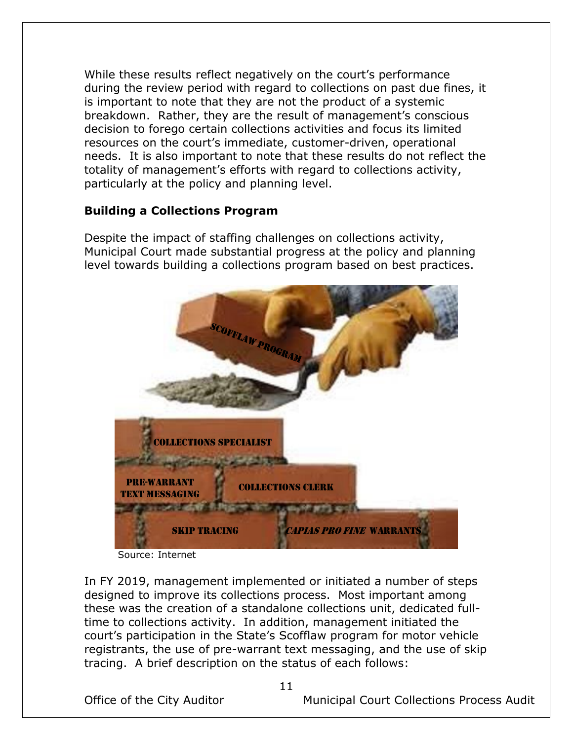While these results reflect negatively on the court's performance during the review period with regard to collections on past due fines, it is important to note that they are not the product of a systemic breakdown. Rather, they are the result of management's conscious decision to forego certain collections activities and focus its limited resources on the court's immediate, customer-driven, operational needs. It is also important to note that these results do not reflect the totality of management's efforts with regard to collections activity, particularly at the policy and planning level.

**Building a Collections Program**

Despite the impact of staffing challenges on collections activity, Municipal Court made substantial progress at the policy and planning level towards building a collections program based on best practices.

Source: Internet

In FY 2019, management implemented or initiated a number of steps designed to improve its collections process. Most important among these was the creation of a standalone collections unit, dedicated full-time to collections activity. In addition, management initiated the court's participation in the State's Scofflaw program for motor vehicle registrants, the use of pre-warrant text messaging, and the use of skip tracing. A brief description on the status of each follows: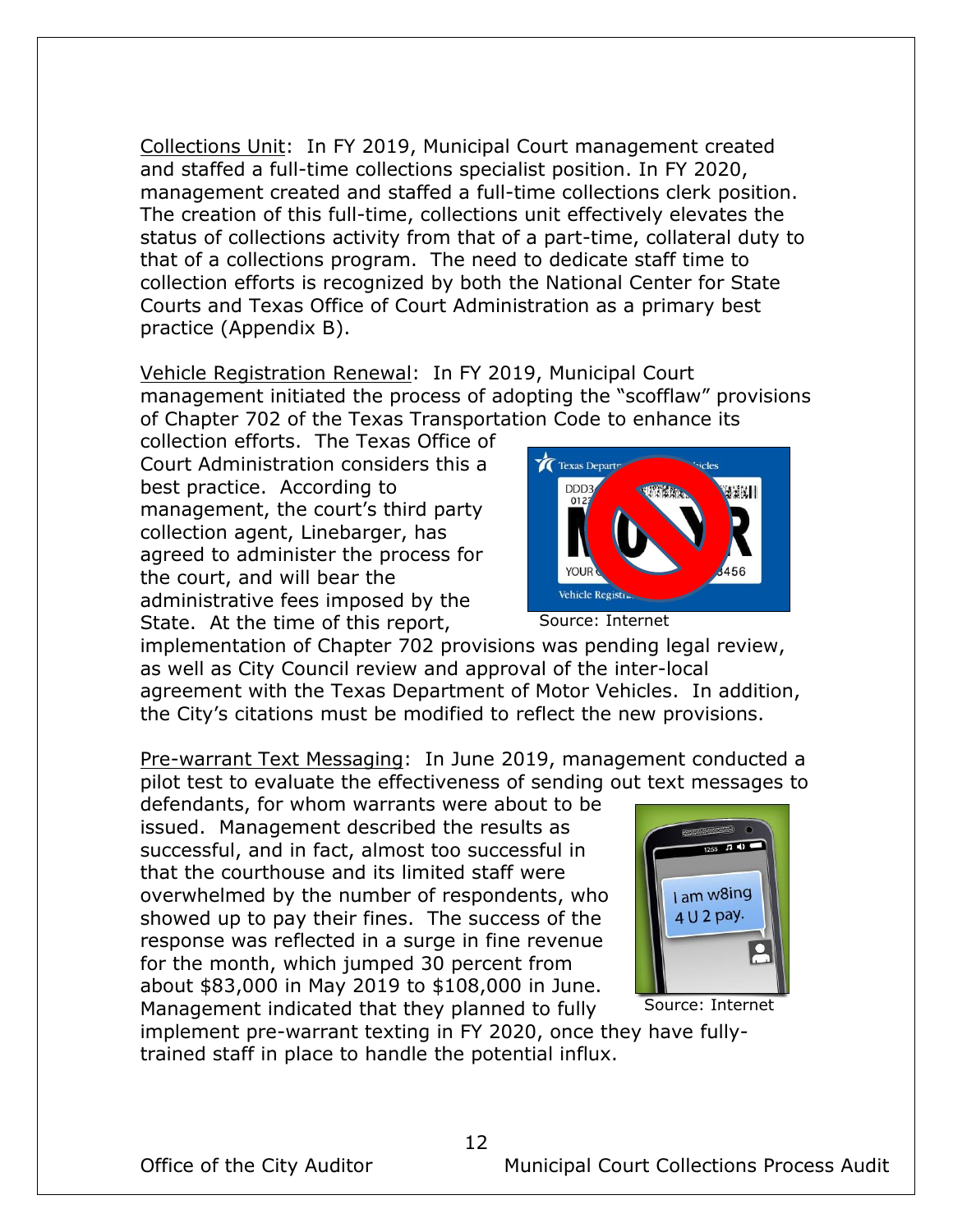Collections Unit: In FY 2019, Municipal Court management created and staffed a full-time collections specialist position. In FY 2020, management created and staffed a full-time collections clerk position. The creation of this full-time, collections unit effectively elevates the status of collections activity from that of a part-time, collateral duty to that of a collections program. The need to dedicate staff time to collection efforts is recognized by both the National Center for State Courts and Texas Office of Court Administration as a primary best practice (Appendix B).

Vehicle Registration Renewal: In FY 2019, Municipal Court management initiated the process of adopting the "scofflaw" provisions of Chapter 702 of the Texas Transportation Code to enhance its collection efforts. The Texas Office of Court Administration considers this a best practice. According to management, the court's third party collection agent, Linebarger, has agreed to administer the process for the court, and will bear the administrative fees imposed by the State. At the time of this report, implementation of Chapter 702 provisions was pending legal review, as well as City Council review and approval of the inter-local agreement with the Texas Department of Motor Vehicles. In addition, the City's citations must be modified to reflect the new provisions.

Source: Internet

Pre-warrant Text Messaging: In June 2019, management conducted a pilot test to evaluate the effectiveness of sending out text messages to defendants, for whom warrants were about to be issued. Management described the results as successful, and in fact, almost too successful in that the courthouse and its limited staff were overwhelmed by the number of respondents, who showed up to pay their fines. The success of the response was reflected in a surge in fine revenue for the month, which jumped 30 percent from about $83,000 in May 2019 to $108,000 in June. Management indicated that they planned to fully implement pre-warrant texting in FY 2020, once they have fully-trained staff in place to handle the potential influx.

Source: Internet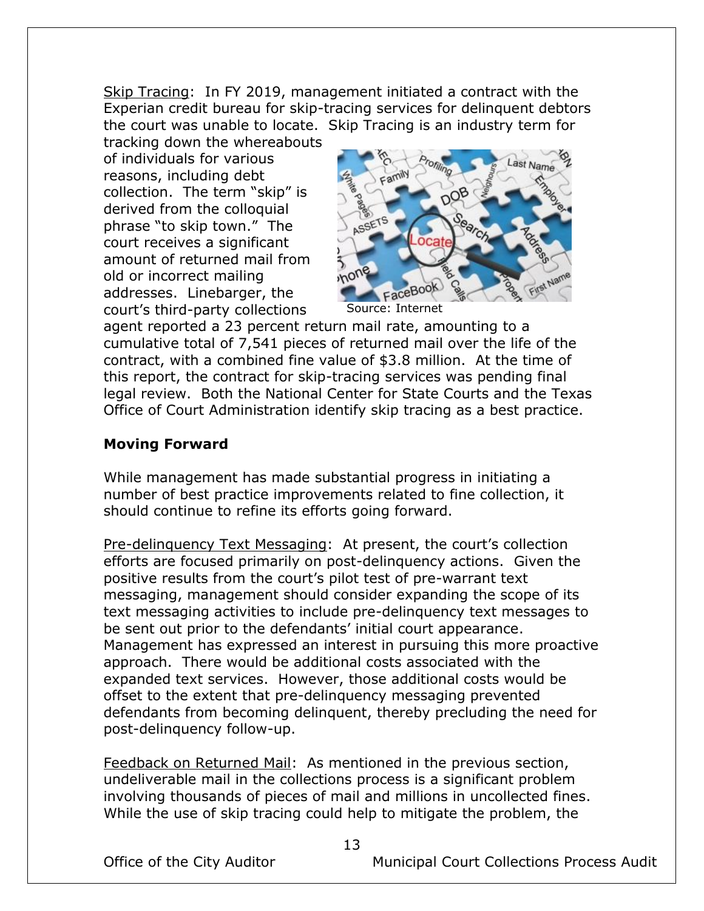Skip Tracing: In FY 2019, management initiated a contract with the Experian credit bureau for skip-tracing services for delinquent debtors the court was unable to locate. Skip Tracing is an industry term for tracking down the whereabouts of individuals for various reasons, including debt collection. The term "skip" is derived from the colloquial phrase "to skip town." The court receives a significant amount of returned mail from old or incorrect mailing addresses. Linebarger, the court's third-party collections agent reported a 23 percent return mail rate, amounting to a cumulative total of 7,541 pieces of returned mail over the life of the contract, with a combined fine value of $3.8 million. At the time of this report, the contract for skip-tracing services was pending final legal review. Both the National Center for State Courts and the Texas Office of Court Administration identify skip tracing as a best practice.

Source: Internet

**Moving Forward**

While management has made substantial progress in initiating a number of best practice improvements related to fine collection, it should continue to refine its efforts going forward.

Pre-delinquency Text Messaging: At present, the court's collection efforts are focused primarily on post-delinquency actions. Given the positive results from the court's pilot test of pre-warrant text messaging, management should consider expanding the scope of its text messaging activities to include pre-delinquency text messages to be sent out prior to the defendants' initial court appearance. Management has expressed an interest in pursuing this more proactive approach. There would be additional costs associated with the expanded text services. However, those additional costs would be offset to the extent that pre-delinquency messaging prevented defendants from becoming delinquent, thereby precluding the need for post-delinquency follow-up.

Feedback on Returned Mail: As mentioned in the previous section, undeliverable mail in the collections process is a significant problem involving thousands of pieces of mail and millions in uncollected fines. While the use of skip tracing could help to mitigate the problem, the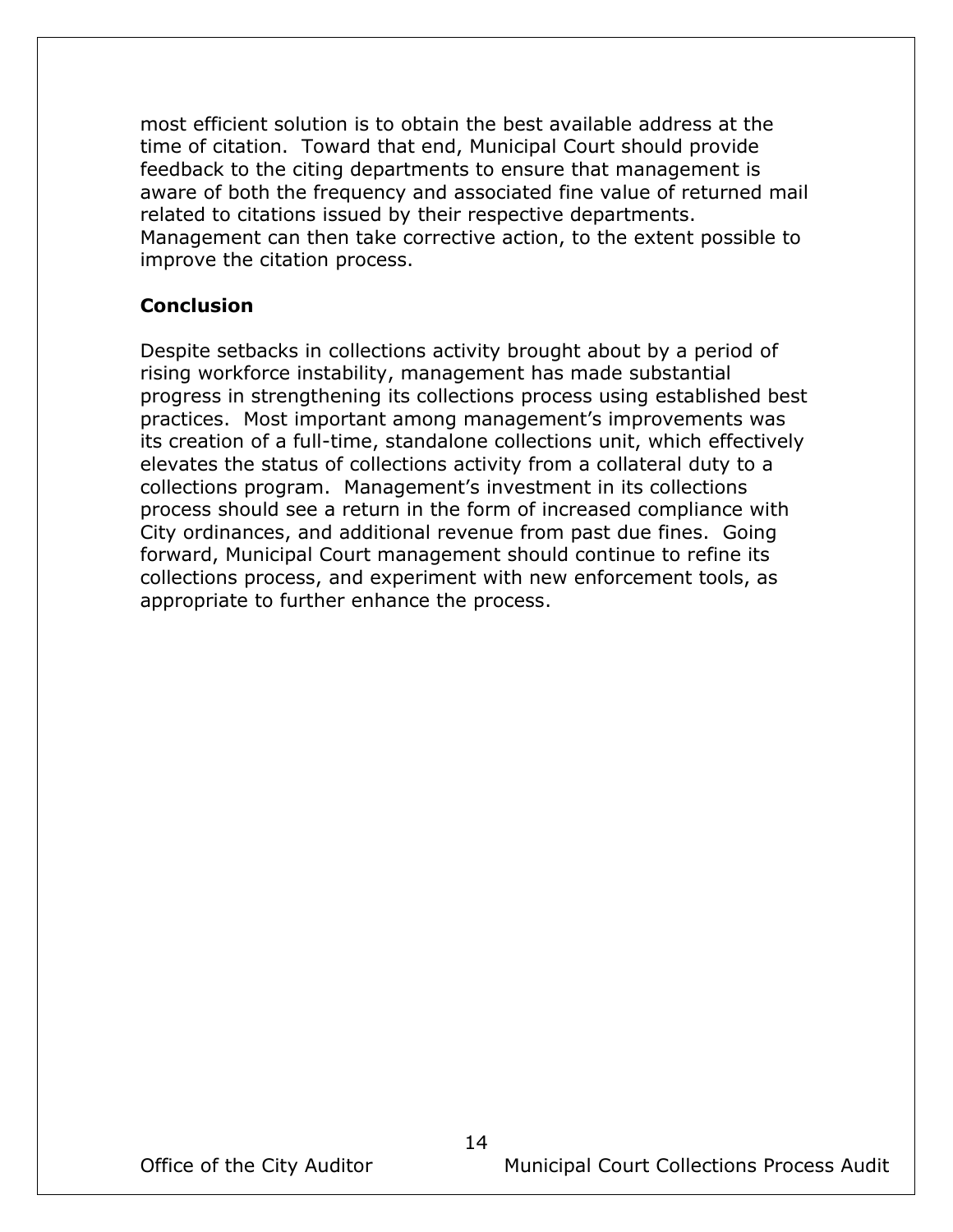most efficient solution is to obtain the best available address at the time of citation. Toward that end, Municipal Court should provide feedback to the citing departments to ensure that management is aware of both the frequency and associated fine value of returned mail related to citations issued by their respective departments. Management can then take corrective action, to the extent possible to improve the citation process.

### Conclusion

Despite setbacks in collections activity brought about by a period of rising workforce instability, management has made substantial progress in strengthening its collections process using established best practices. Most important among management's improvements was its creation of a full-time, standalone collections unit, which effectively elevates the status of collections activity from a collateral duty to a collections program. Management's investment in its collections process should see a return in the form of increased compliance with City ordinances, and additional revenue from past due fines. Going forward, Municipal Court management should continue to refine its collections process, and experiment with new enforcement tools, as appropriate to further enhance the process.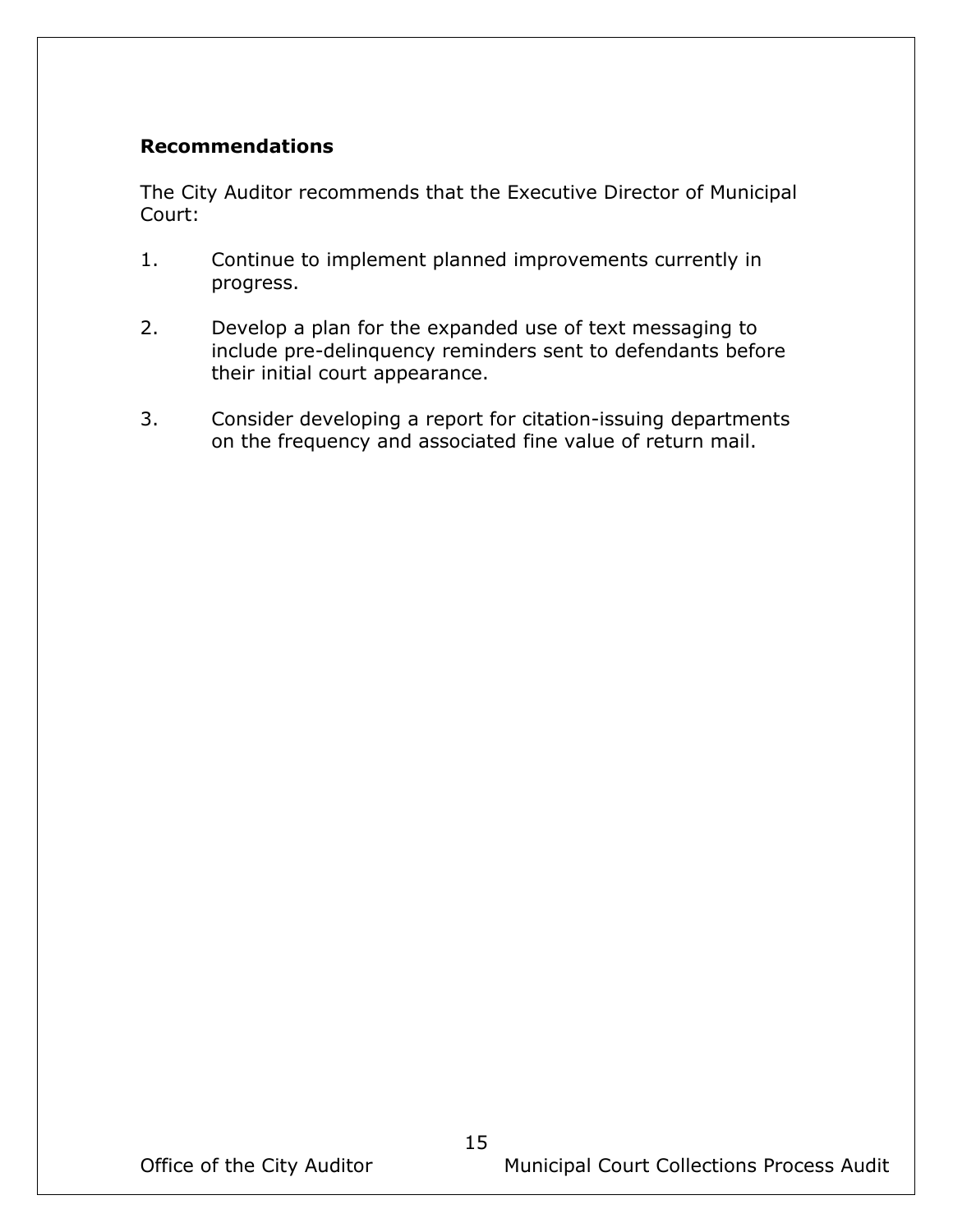**Recommendations**

The City Auditor recommends that the Executive Director of Municipal Court:

1. Continue to implement planned improvements currently in progress.

2. Develop a plan for the expanded use of text messaging to include pre-delinquency reminders sent to defendants before their initial court appearance.

3. Consider developing a report for citation-issuing departments on the frequency and associated fine value of return mail.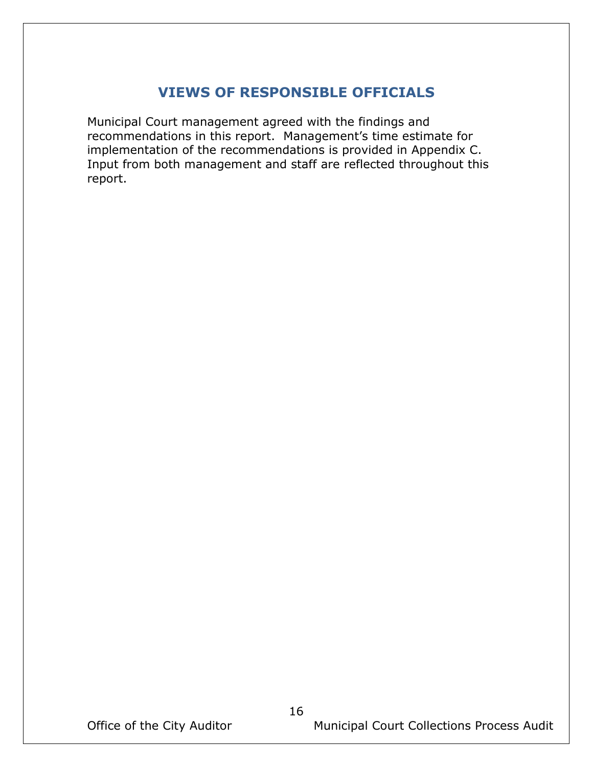## VIEWS OF RESPONSIBLE OFFICIALS

Municipal Court management agreed with the findings and recommendations in this report. Management's time estimate for implementation of the recommendations is provided in Appendix C. Input from both management and staff are reflected throughout this report.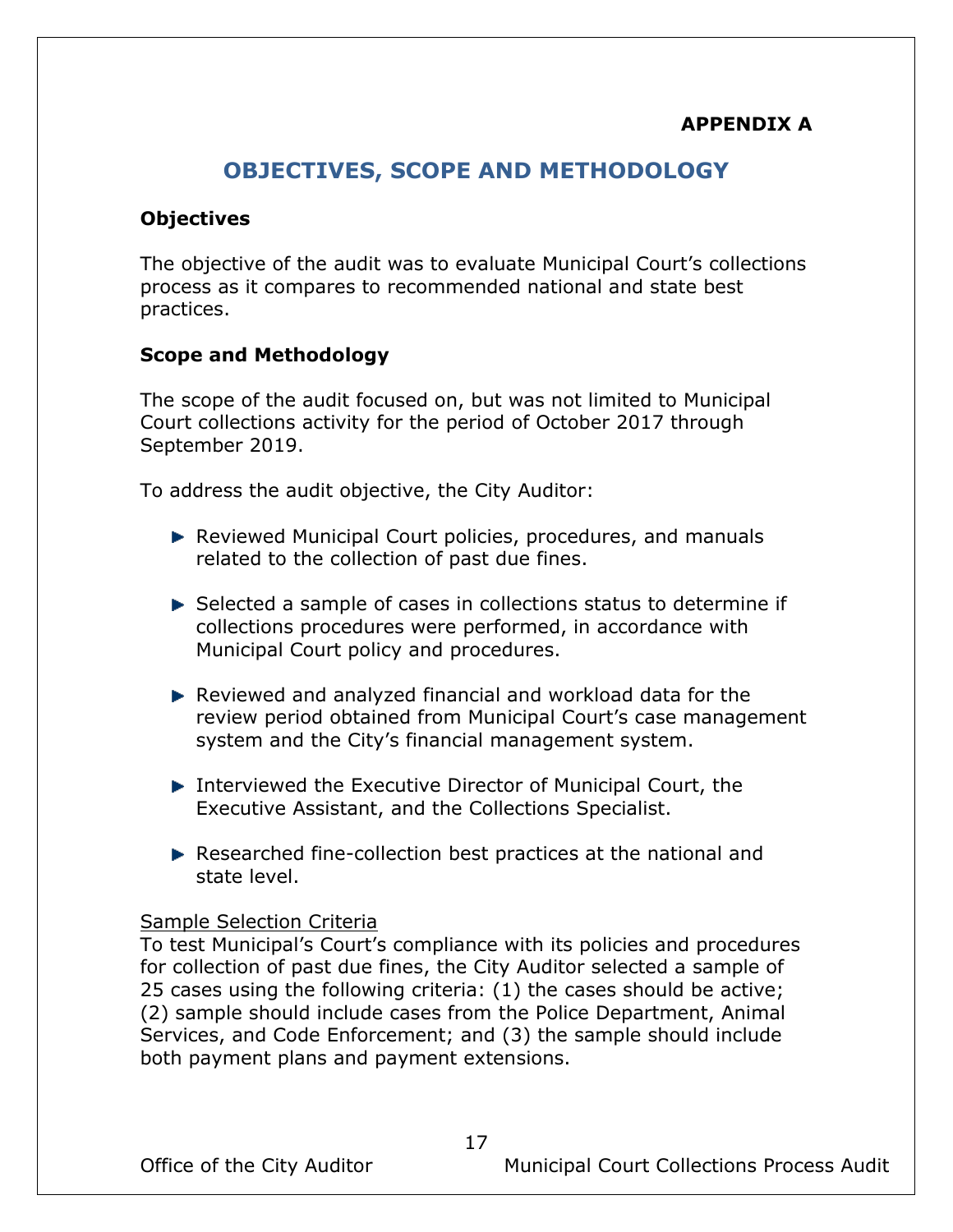**APPENDIX A**

## OBJECTIVES, SCOPE AND METHODOLOGY

### Objectives

The objective of the audit was to evaluate Municipal Court's collections process as it compares to recommended national and state best practices.

### Scope and Methodology

The scope of the audit focused on, but was not limited to Municipal Court collections activity for the period of October 2017 through September 2019.

To address the audit objective, the City Auditor:

- Reviewed Municipal Court policies, procedures, and manuals related to the collection of past due fines.
- Selected a sample of cases in collections status to determine if collections procedures were performed, in accordance with Municipal Court policy and procedures.
- Reviewed and analyzed financial and workload data for the review period obtained from Municipal Court's case management system and the City's financial management system.
- Interviewed the Executive Director of Municipal Court, the Executive Assistant, and the Collections Specialist.
- Researched fine-collection best practices at the national and state level.

<u>Sample Selection Criteria</u>
To test Municipal's Court's compliance with its policies and procedures for collection of past due fines, the City Auditor selected a sample of 25 cases using the following criteria: (1) the cases should be active; (2) sample should include cases from the Police Department, Animal Services, and Code Enforcement; and (3) the sample should include both payment plans and payment extensions.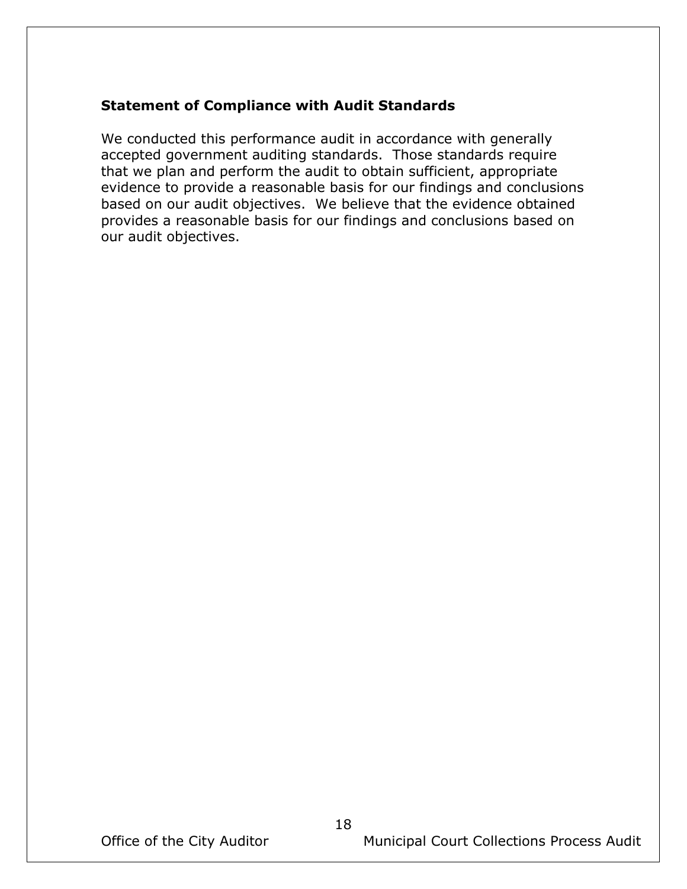### Statement of Compliance with Audit Standards

We conducted this performance audit in accordance with generally accepted government auditing standards. Those standards require that we plan and perform the audit to obtain sufficient, appropriate evidence to provide a reasonable basis for our findings and conclusions based on our audit objectives. We believe that the evidence obtained provides a reasonable basis for our findings and conclusions based on our audit objectives.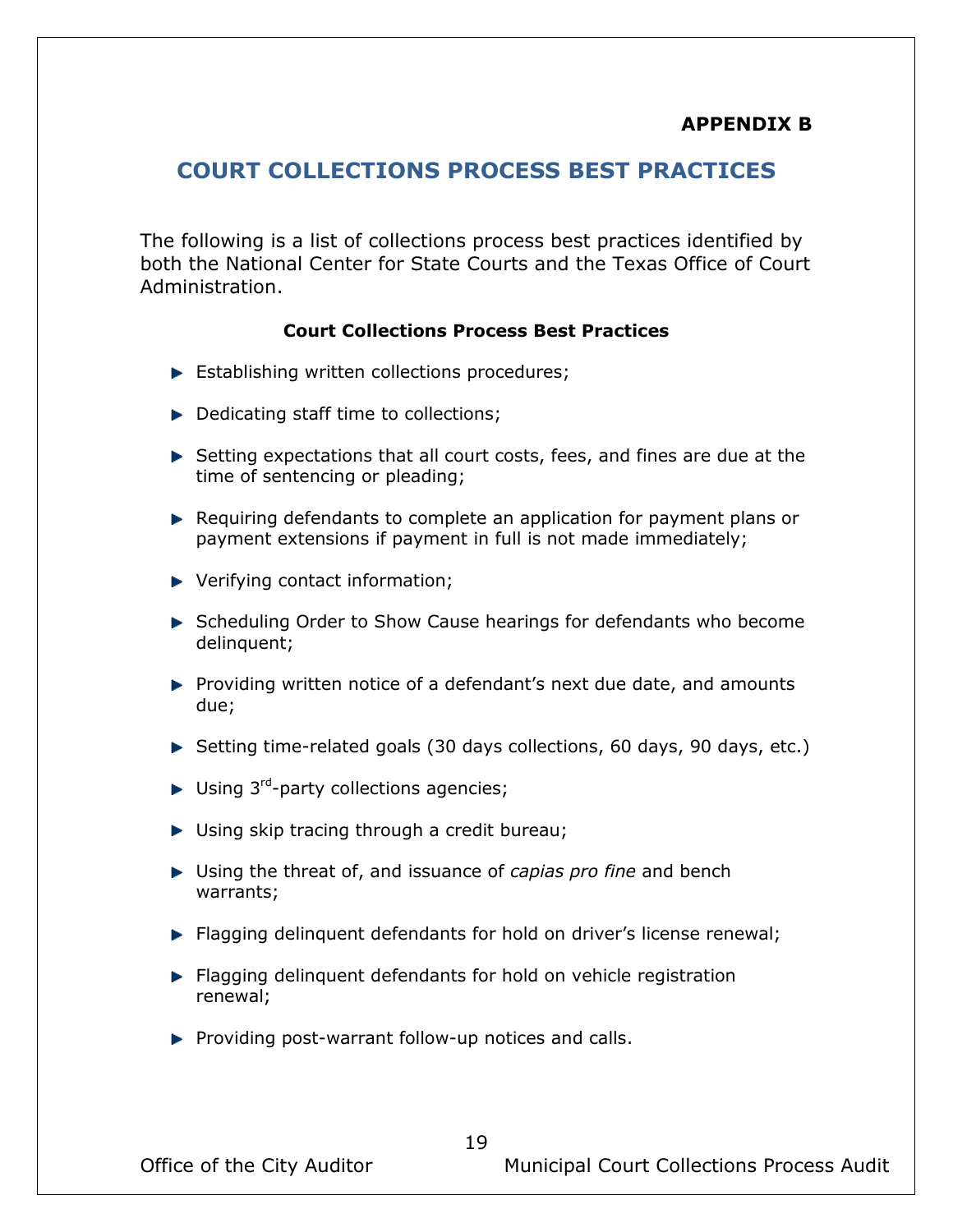**APPENDIX B**

# COURT COLLECTIONS PROCESS BEST PRACTICES

The following is a list of collections process best practices identified by both the National Center for State Courts and the Texas Office of Court Administration.

**Court Collections Process Best Practices**

- Establishing written collections procedures;
- Dedicating staff time to collections;
- Setting expectations that all court costs, fees, and fines are due at the time of sentencing or pleading;
- Requiring defendants to complete an application for payment plans or payment extensions if payment in full is not made immediately;
- Verifying contact information;
- Scheduling Order to Show Cause hearings for defendants who become delinquent;
- Providing written notice of a defendant's next due date, and amounts due;
- Setting time-related goals (30 days collections, 60 days, 90 days, etc.)
- Using 3rd-party collections agencies;
- Using skip tracing through a credit bureau;
- Using the threat of, and issuance of *capias pro fine* and bench warrants;
- Flagging delinquent defendants for hold on driver's license renewal;
- Flagging delinquent defendants for hold on vehicle registration renewal;
- Providing post-warrant follow-up notices and calls.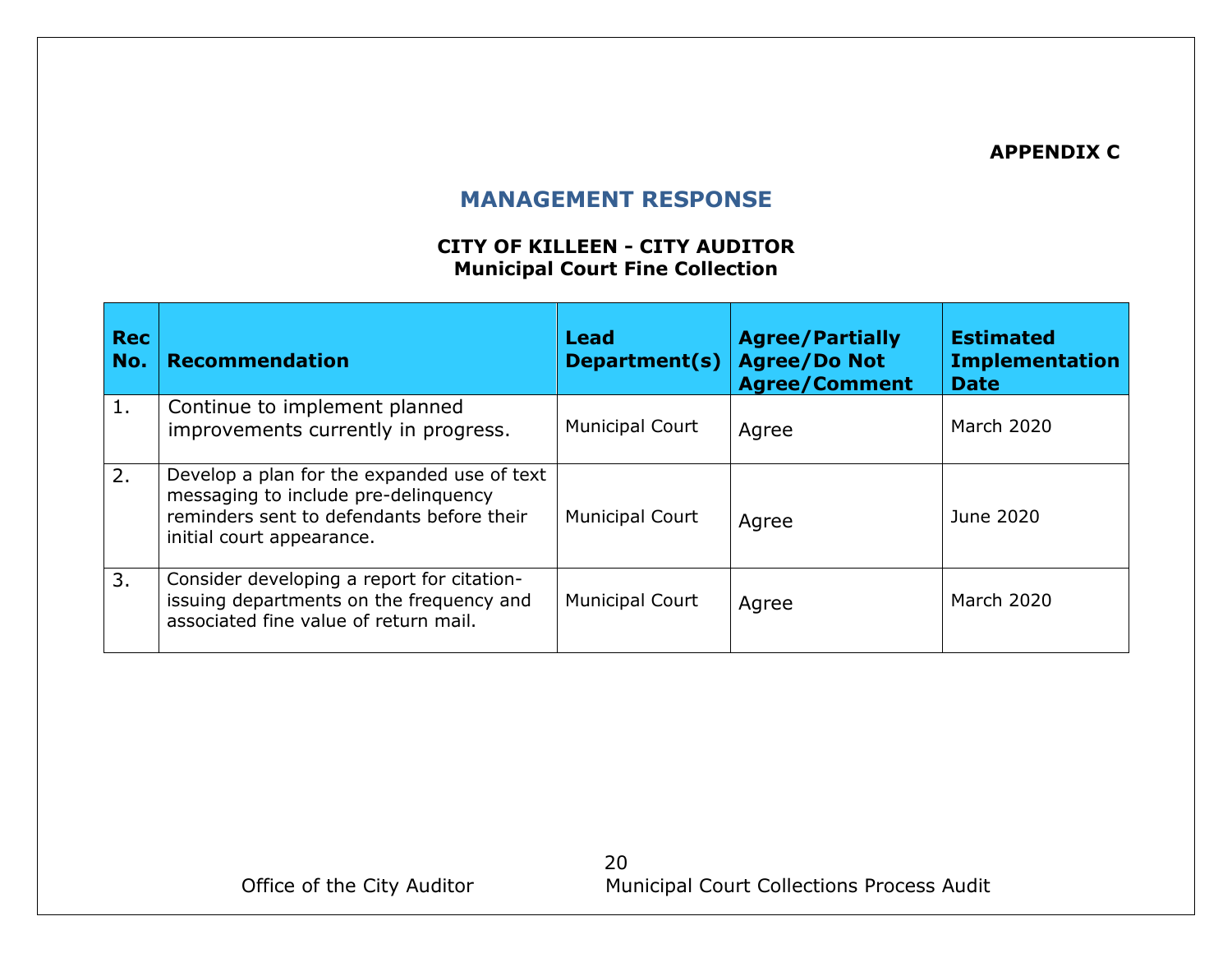**APPENDIX C**

# MANAGEMENT RESPONSE

**CITY OF KILLEEN - CITY AUDITOR**
**Municipal Court Fine Collection**

| Rec No. | Recommendation | Lead Department(s) | Agree/Partially Agree/Do Not Agree/Comment | Estimated Implementation Date |
|---|---|---|---|---|
| 1. | Continue to implement planned improvements currently in progress. | Municipal Court | Agree | March 2020 |
| 2. | Develop a plan for the expanded use of text messaging to include pre-delinquency reminders sent to defendants before their initial court appearance. | Municipal Court | Agree | June 2020 |
| 3. | Consider developing a report for citation-issuing departments on the frequency and associated fine value of return mail. | Municipal Court | Agree | March 2020 |